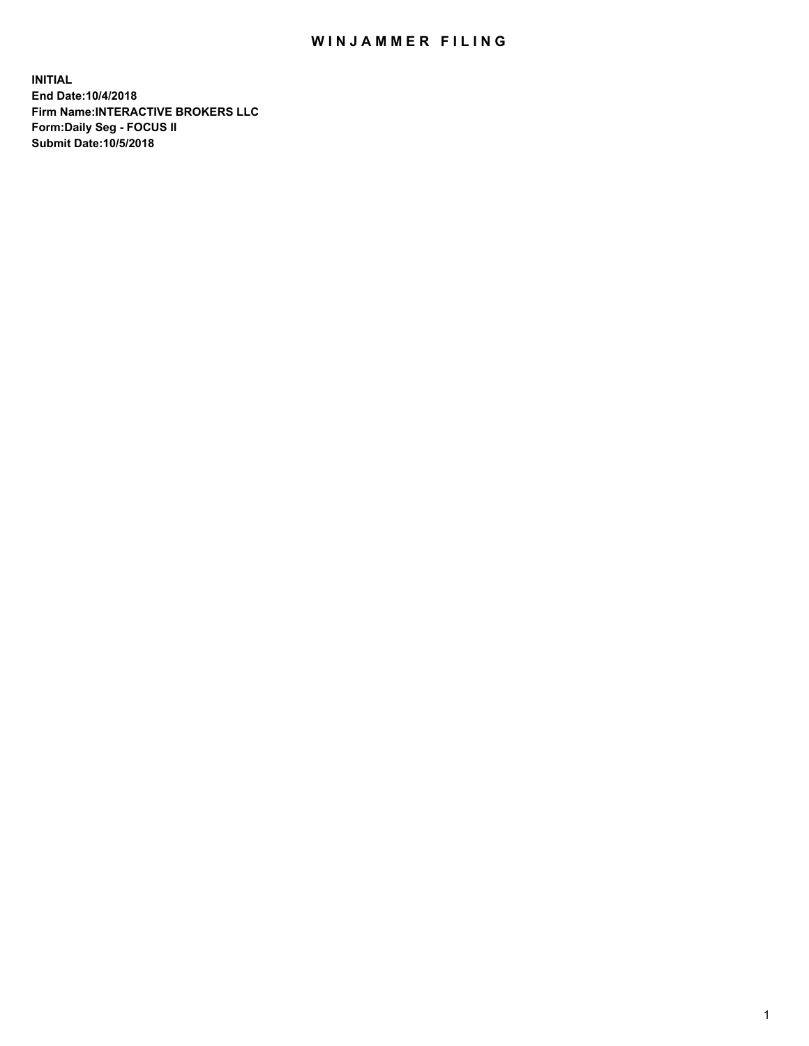# WINJAMMER FILING

**INITIAL**
**End Date:10/4/2018**
**Firm Name:INTERACTIVE BROKERS LLC**
**Form:Daily Seg - FOCUS II**
**Submit Date:10/5/2018**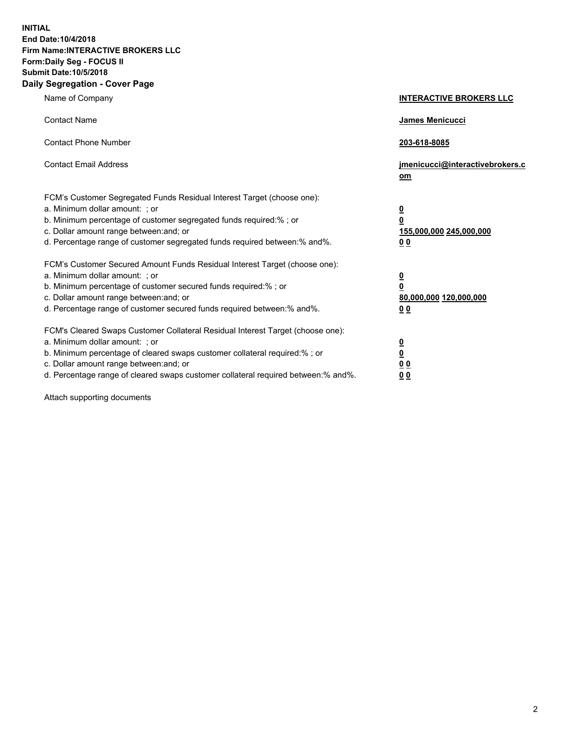**INITIAL**
**End Date:10/4/2018**
**Firm Name:INTERACTIVE BROKERS LLC**
**Form:Daily Seg - FOCUS II**
**Submit Date:10/5/2018**
**Daily Segregation - Cover Page**

| | |
|---|---|
| Name of Company | **INTERACTIVE BROKERS LLC** |
| Contact Name | **James Menicucci** |
| Contact Phone Number | **203-618-8085** |
| Contact Email Address | **jmenicucci@interactivebrokers.com** |
| FCM's Customer Segregated Funds Residual Interest Target (choose one): | |
| a. Minimum dollar amount: ; or | **0** |
| b. Minimum percentage of customer segregated funds required:% ; or | **0** |
| c. Dollar amount range between:and; or | **155,000,000 245,000,000** |
| d. Percentage range of customer segregated funds required between:% and%. | **0 0** |
| FCM's Customer Secured Amount Funds Residual Interest Target (choose one): | |
| a. Minimum dollar amount: ; or | **0** |
| b. Minimum percentage of customer secured funds required:% ; or | **0** |
| c. Dollar amount range between:and; or | **80,000,000 120,000,000** |
| d. Percentage range of customer secured funds required between:% and%. | **0 0** |
| FCM's Cleared Swaps Customer Collateral Residual Interest Target (choose one): | |
| a. Minimum dollar amount: ; or | **0** |
| b. Minimum percentage of cleared swaps customer collateral required:% ; or | **0** |
| c. Dollar amount range between:and; or | **0 0** |
| d. Percentage range of cleared swaps customer collateral required between:% and%. | **0 0** |

Attach supporting documents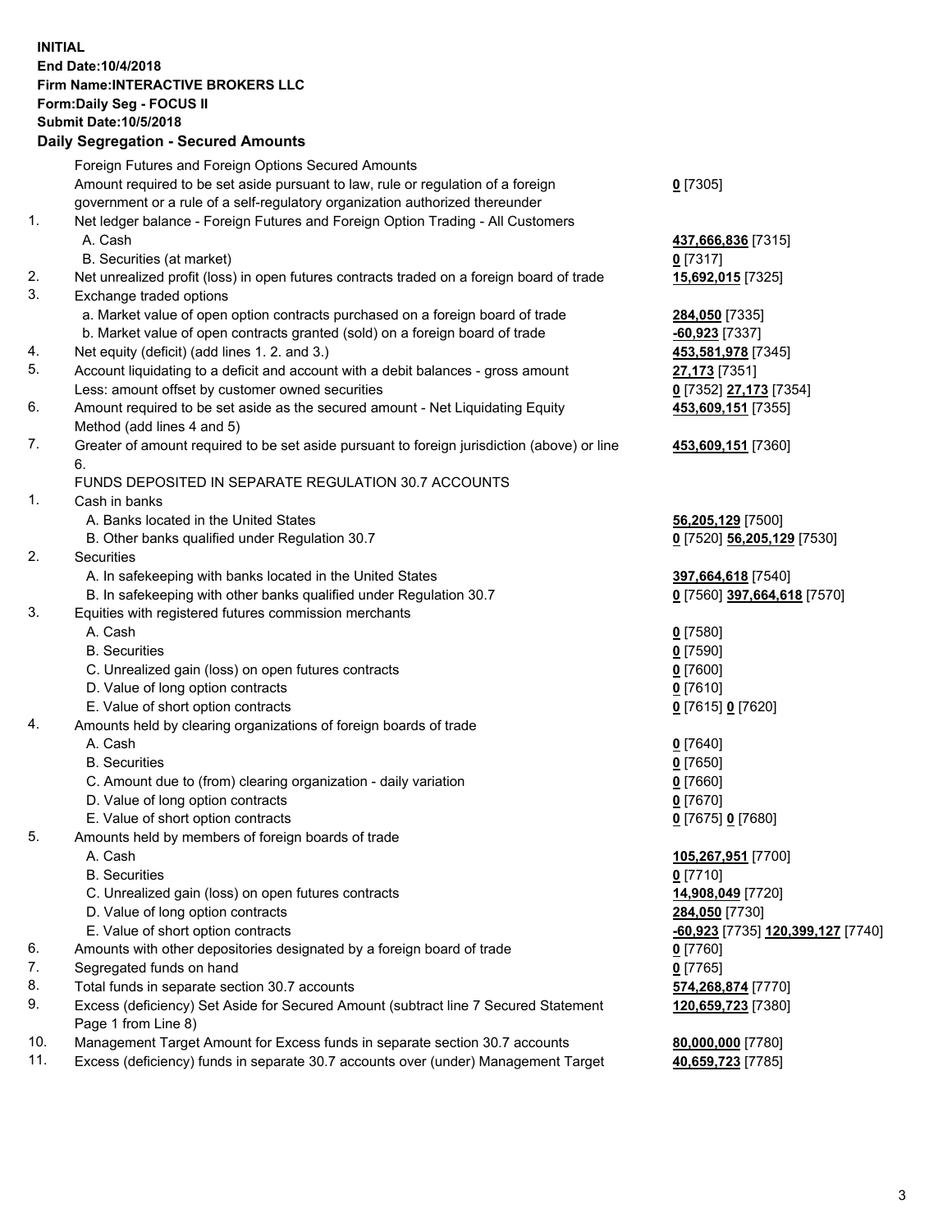**INITIAL**
**End Date:10/4/2018**
**Firm Name:INTERACTIVE BROKERS LLC**
**Form:Daily Seg - FOCUS II**
**Submit Date:10/5/2018**

## Daily Segregation - Secured Amounts

| | | |
|---|---|---|
| | Foreign Futures and Foreign Options Secured Amounts | |
| | Amount required to be set aside pursuant to law, rule or regulation of a foreign government or a rule of a self-regulatory organization authorized thereunder | **0** [7305] |
| 1. | Net ledger balance - Foreign Futures and Foreign Option Trading - All Customers | |
| | A. Cash | **437,666,836** [7315] |
| | B. Securities (at market) | **0** [7317] |
| 2. | Net unrealized profit (loss) in open futures contracts traded on a foreign board of trade | **15,692,015** [7325] |
| 3. | Exchange traded options | |
| | a. Market value of open option contracts purchased on a foreign board of trade | **284,050** [7335] |
| | b. Market value of open contracts granted (sold) on a foreign board of trade | **-60,923** [7337] |
| 4. | Net equity (deficit) (add lines 1. 2. and 3.) | **453,581,978** [7345] |
| 5. | Account liquidating to a deficit and account with a debit balances - gross amount | **27,173** [7351] |
| | Less: amount offset by customer owned securities | **0** [7352] **27,173** [7354] |
| 6. | Amount required to be set aside as the secured amount - Net Liquidating Equity Method (add lines 4 and 5) | **453,609,151** [7355] |
| 7. | Greater of amount required to be set aside pursuant to foreign jurisdiction (above) or line 6. | **453,609,151** [7360] |
| | FUNDS DEPOSITED IN SEPARATE REGULATION 30.7 ACCOUNTS | |
| 1. | Cash in banks | |
| | A. Banks located in the United States | **56,205,129** [7500] |
| | B. Other banks qualified under Regulation 30.7 | **0** [7520] **56,205,129** [7530] |
| 2. | Securities | |
| | A. In safekeeping with banks located in the United States | **397,664,618** [7540] |
| | B. In safekeeping with other banks qualified under Regulation 30.7 | **0** [7560] **397,664,618** [7570] |
| 3. | Equities with registered futures commission merchants | |
| | A. Cash | **0** [7580] |
| | B. Securities | **0** [7590] |
| | C. Unrealized gain (loss) on open futures contracts | **0** [7600] |
| | D. Value of long option contracts | **0** [7610] |
| | E. Value of short option contracts | **0** [7615] **0** [7620] |
| 4. | Amounts held by clearing organizations of foreign boards of trade | |
| | A. Cash | **0** [7640] |
| | B. Securities | **0** [7650] |
| | C. Amount due to (from) clearing organization - daily variation | **0** [7660] |
| | D. Value of long option contracts | **0** [7670] |
| | E. Value of short option contracts | **0** [7675] **0** [7680] |
| 5. | Amounts held by members of foreign boards of trade | |
| | A. Cash | **105,267,951** [7700] |
| | B. Securities | **0** [7710] |
| | C. Unrealized gain (loss) on open futures contracts | **14,908,049** [7720] |
| | D. Value of long option contracts | **284,050** [7730] |
| | E. Value of short option contracts | **-60,923** [7735] **120,399,127** [7740] |
| 6. | Amounts with other depositories designated by a foreign board of trade | **0** [7760] |
| 7. | Segregated funds on hand | **0** [7765] |
| 8. | Total funds in separate section 30.7 accounts | **574,268,874** [7770] |
| 9. | Excess (deficiency) Set Aside for Secured Amount (subtract line 7 Secured Statement Page 1 from Line 8) | **120,659,723** [7380] |
| 10. | Management Target Amount for Excess funds in separate section 30.7 accounts | **80,000,000** [7780] |
| 11. | Excess (deficiency) funds in separate 30.7 accounts over (under) Management Target | **40,659,723** [7785] |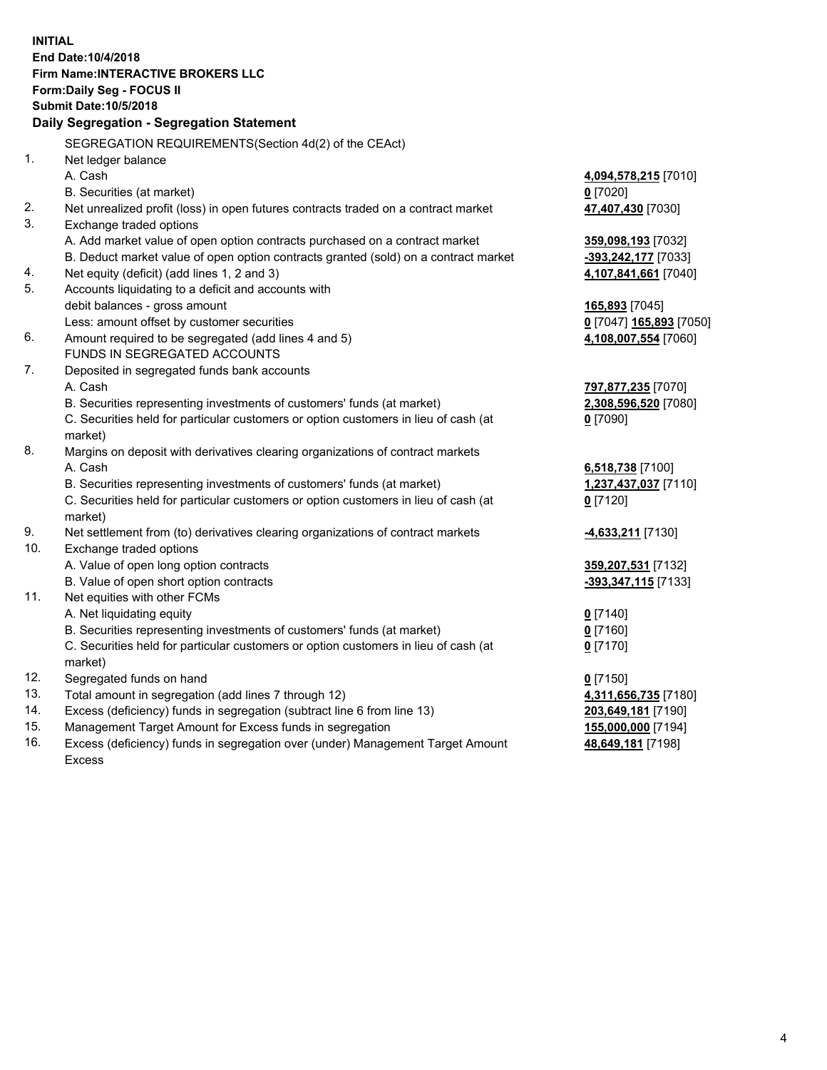**INITIAL**
**End Date:10/4/2018**
**Firm Name:INTERACTIVE BROKERS LLC**
**Form:Daily Seg - FOCUS II**
**Submit Date:10/5/2018**
**Daily Segregation - Segregation Statement**

SEGREGATION REQUIREMENTS(Section 4d(2) of the CEAct)

| | | |
|---|---|---|
| 1. | Net ledger balance | |
| | A. Cash | **4,094,578,215** [7010] |
| | B. Securities (at market) | **0** [7020] |
| 2. | Net unrealized profit (loss) in open futures contracts traded on a contract market | **47,407,430** [7030] |
| 3. | Exchange traded options | |
| | A. Add market value of open option contracts purchased on a contract market | **359,098,193** [7032] |
| | B. Deduct market value of open option contracts granted (sold) on a contract market | **-393,242,177** [7033] |
| 4. | Net equity (deficit) (add lines 1, 2 and 3) | **4,107,841,661** [7040] |
| 5. | Accounts liquidating to a deficit and accounts with debit balances - gross amount | **165,893** [7045] |
| | Less: amount offset by customer securities | **0** [7047] **165,893** [7050] |
| 6. | Amount required to be segregated (add lines 4 and 5) | **4,108,007,554** [7060] |
| | FUNDS IN SEGREGATED ACCOUNTS | |
| 7. | Deposited in segregated funds bank accounts | |
| | A. Cash | **797,877,235** [7070] |
| | B. Securities representing investments of customers' funds (at market) | **2,308,596,520** [7080] |
| | C. Securities held for particular customers or option customers in lieu of cash (at market) | **0** [7090] |
| 8. | Margins on deposit with derivatives clearing organizations of contract markets | |
| | A. Cash | **6,518,738** [7100] |
| | B. Securities representing investments of customers' funds (at market) | **1,237,437,037** [7110] |
| | C. Securities held for particular customers or option customers in lieu of cash (at market) | **0** [7120] |
| 9. | Net settlement from (to) derivatives clearing organizations of contract markets | **-4,633,211** [7130] |
| 10. | Exchange traded options | |
| | A. Value of open long option contracts | **359,207,531** [7132] |
| | B. Value of open short option contracts | **-393,347,115** [7133] |
| 11. | Net equities with other FCMs | |
| | A. Net liquidating equity | **0** [7140] |
| | B. Securities representing investments of customers' funds (at market) | **0** [7160] |
| | C. Securities held for particular customers or option customers in lieu of cash (at market) | **0** [7170] |
| 12. | Segregated funds on hand | **0** [7150] |
| 13. | Total amount in segregation (add lines 7 through 12) | **4,311,656,735** [7180] |
| 14. | Excess (deficiency) funds in segregation (subtract line 6 from line 13) | **203,649,181** [7190] |
| 15. | Management Target Amount for Excess funds in segregation | **155,000,000** [7194] |
| 16. | Excess (deficiency) funds in segregation over (under) Management Target Amount Excess | **48,649,181** [7198] |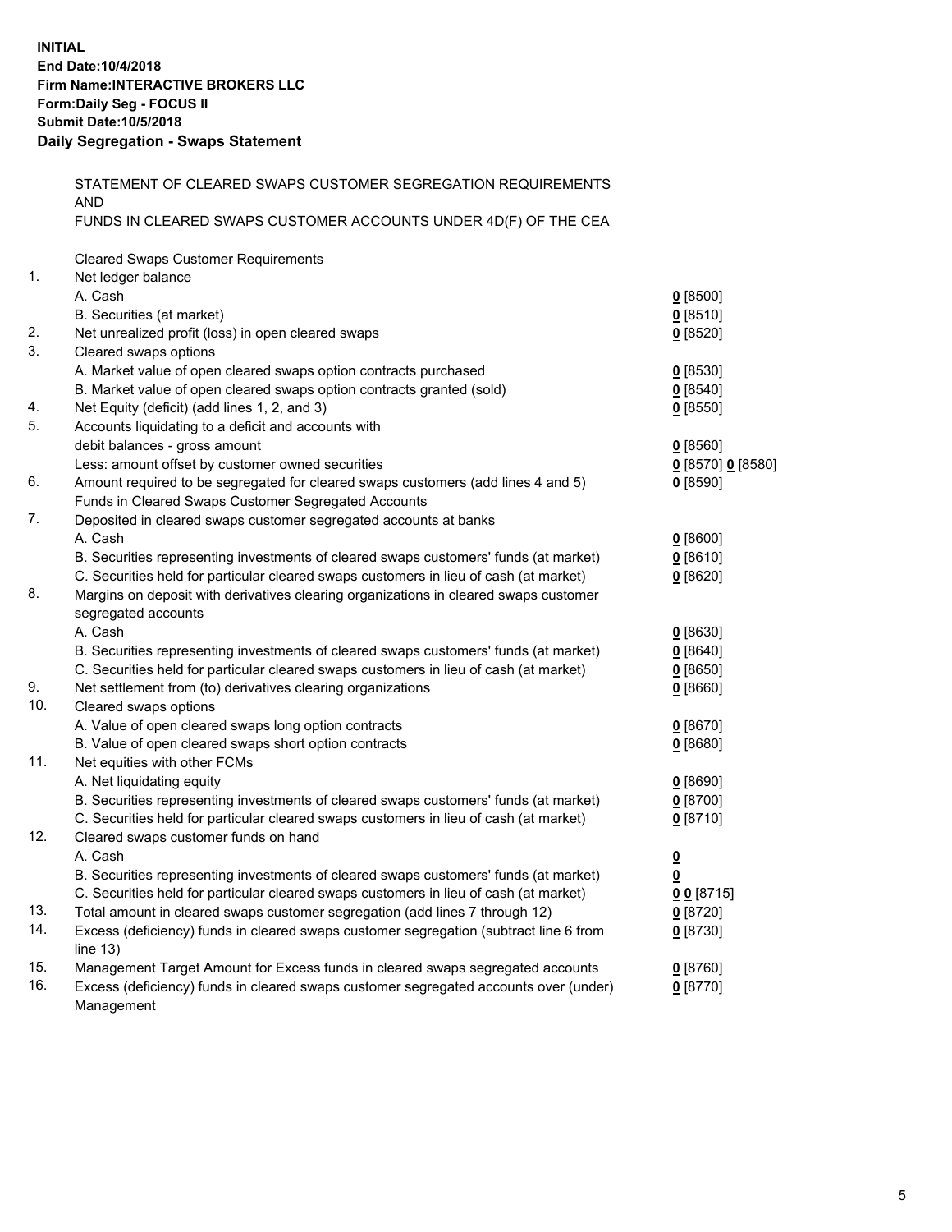**INITIAL**
**End Date:10/4/2018**
**Firm Name:INTERACTIVE BROKERS LLC**
**Form:Daily Seg - FOCUS II**
**Submit Date:10/5/2018**
**Daily Segregation - Swaps Statement**

STATEMENT OF CLEARED SWAPS CUSTOMER SEGREGATION REQUIREMENTS AND FUNDS IN CLEARED SWAPS CUSTOMER ACCOUNTS UNDER 4D(F) OF THE CEA

| | | |
|---|---|---|
| | Cleared Swaps Customer Requirements | |
| 1. | Net ledger balance | |
| | A. Cash | 0 [8500] |
| | B. Securities (at market) | 0 [8510] |
| 2. | Net unrealized profit (loss) in open cleared swaps | 0 [8520] |
| 3. | Cleared swaps options | |
| | A. Market value of open cleared swaps option contracts purchased | 0 [8530] |
| | B. Market value of open cleared swaps option contracts granted (sold) | 0 [8540] |
| 4. | Net Equity (deficit) (add lines 1, 2, and 3) | 0 [8550] |
| 5. | Accounts liquidating to a deficit and accounts with debit balances - gross amount | 0 [8560] |
| | Less: amount offset by customer owned securities | 0 [8570] 0 [8580] |
| 6. | Amount required to be segregated for cleared swaps customers (add lines 4 and 5) | 0 [8590] |
| | Funds in Cleared Swaps Customer Segregated Accounts | |
| 7. | Deposited in cleared swaps customer segregated accounts at banks | |
| | A. Cash | 0 [8600] |
| | B. Securities representing investments of cleared swaps customers' funds (at market) | 0 [8610] |
| | C. Securities held for particular cleared swaps customers in lieu of cash (at market) | 0 [8620] |
| 8. | Margins on deposit with derivatives clearing organizations in cleared swaps customer segregated accounts | |
| | A. Cash | 0 [8630] |
| | B. Securities representing investments of cleared swaps customers' funds (at market) | 0 [8640] |
| | C. Securities held for particular cleared swaps customers in lieu of cash (at market) | 0 [8650] |
| 9. | Net settlement from (to) derivatives clearing organizations | 0 [8660] |
| 10. | Cleared swaps options | |
| | A. Value of open cleared swaps long option contracts | 0 [8670] |
| | B. Value of open cleared swaps short option contracts | 0 [8680] |
| 11. | Net equities with other FCMs | |
| | A. Net liquidating equity | 0 [8690] |
| | B. Securities representing investments of cleared swaps customers' funds (at market) | 0 [8700] |
| | C. Securities held for particular cleared swaps customers in lieu of cash (at market) | 0 [8710] |
| 12. | Cleared swaps customer funds on hand | |
| | A. Cash | 0 |
| | B. Securities representing investments of cleared swaps customers' funds (at market) | 0 |
| | C. Securities held for particular cleared swaps customers in lieu of cash (at market) | 0 0 [8715] |
| 13. | Total amount in cleared swaps customer segregation (add lines 7 through 12) | 0 [8720] |
| 14. | Excess (deficiency) funds in cleared swaps customer segregation (subtract line 6 from line 13) | 0 [8730] |
| 15. | Management Target Amount for Excess funds in cleared swaps segregated accounts | 0 [8760] |
| 16. | Excess (deficiency) funds in cleared swaps customer segregated accounts over (under) Management | 0 [8770] |